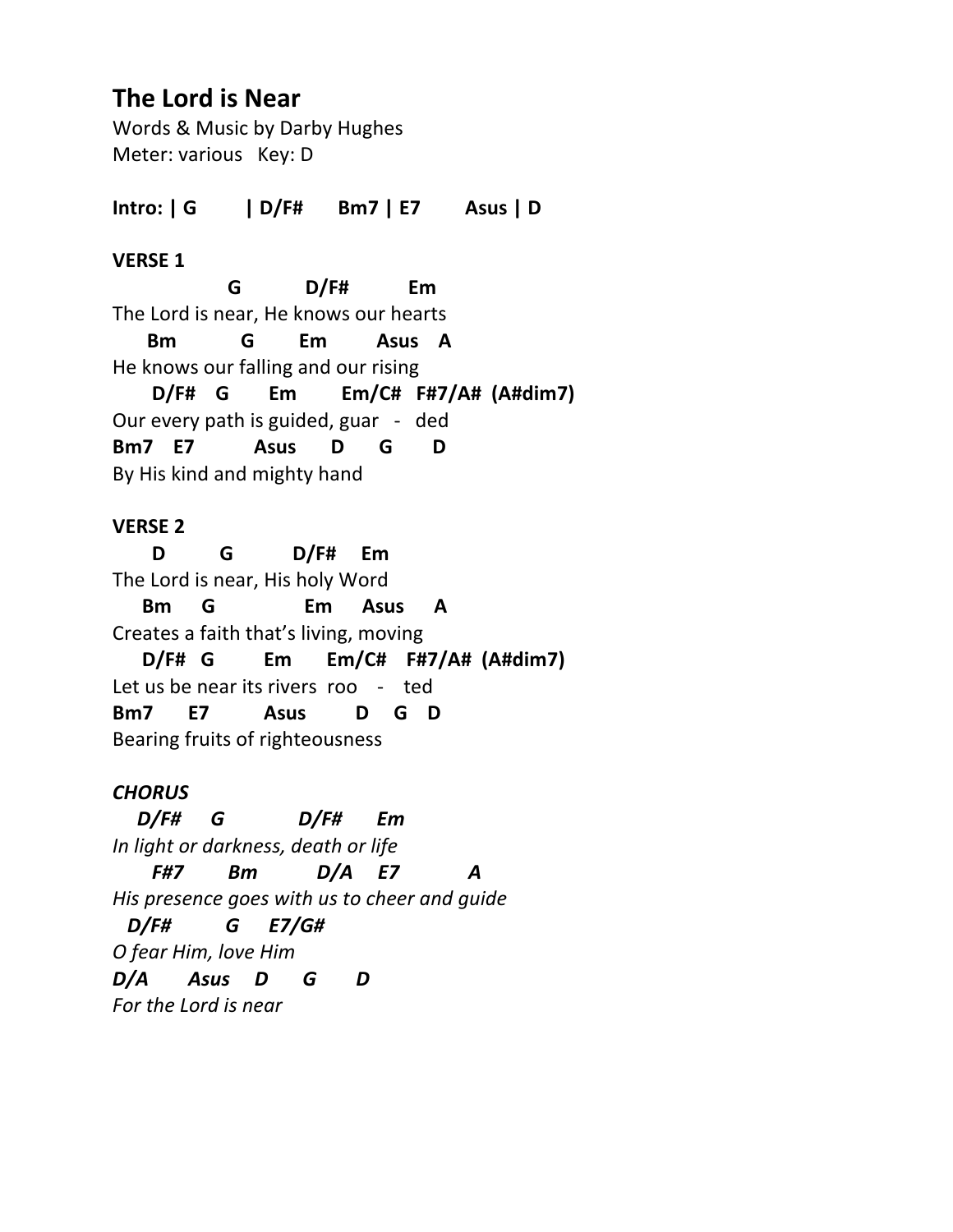## The Lord is Near

Words & Music by Darby Hughes
Meter: various   Key: D

**Intro: | G        | D/F#      Bm7 | E7        Asus | D**

**VERSE 1**

```
                 G           D/F#          Em
The Lord is near, He knows our hearts
     Bm           G        Em         Asus   A
He knows our falling and our rising
      D/F#    G       Em        Em/C#   F#7/A#  (A#dim7)
Our every path is guided, guar   -   ded
Bm7    E7          Asus      D      G       D
By His kind and mighty hand
```

**VERSE 2**

```
      D         G          D/F#     Em
The Lord is near, His holy Word
    Bm     G               Em     Asus     A
Creates a faith that's living, moving
    D/F#   G        Em      Em/C#    F#7/A#  (A#dim7)
Let us be near its rivers  roo    -    ted
Bm7      E7         Asus        D    G   D
Bearing fruits of righteousness
```

***CHORUS***

```
   D/F#     G            D/F#      Em
In light or darkness, death or life
      F#7        Bm          D/A     E7           A
His presence goes with us to cheer and guide
  D/F#         G     E7/G#
O fear Him, love Him
D/A       Asus    D      G       D
For the Lord is near
```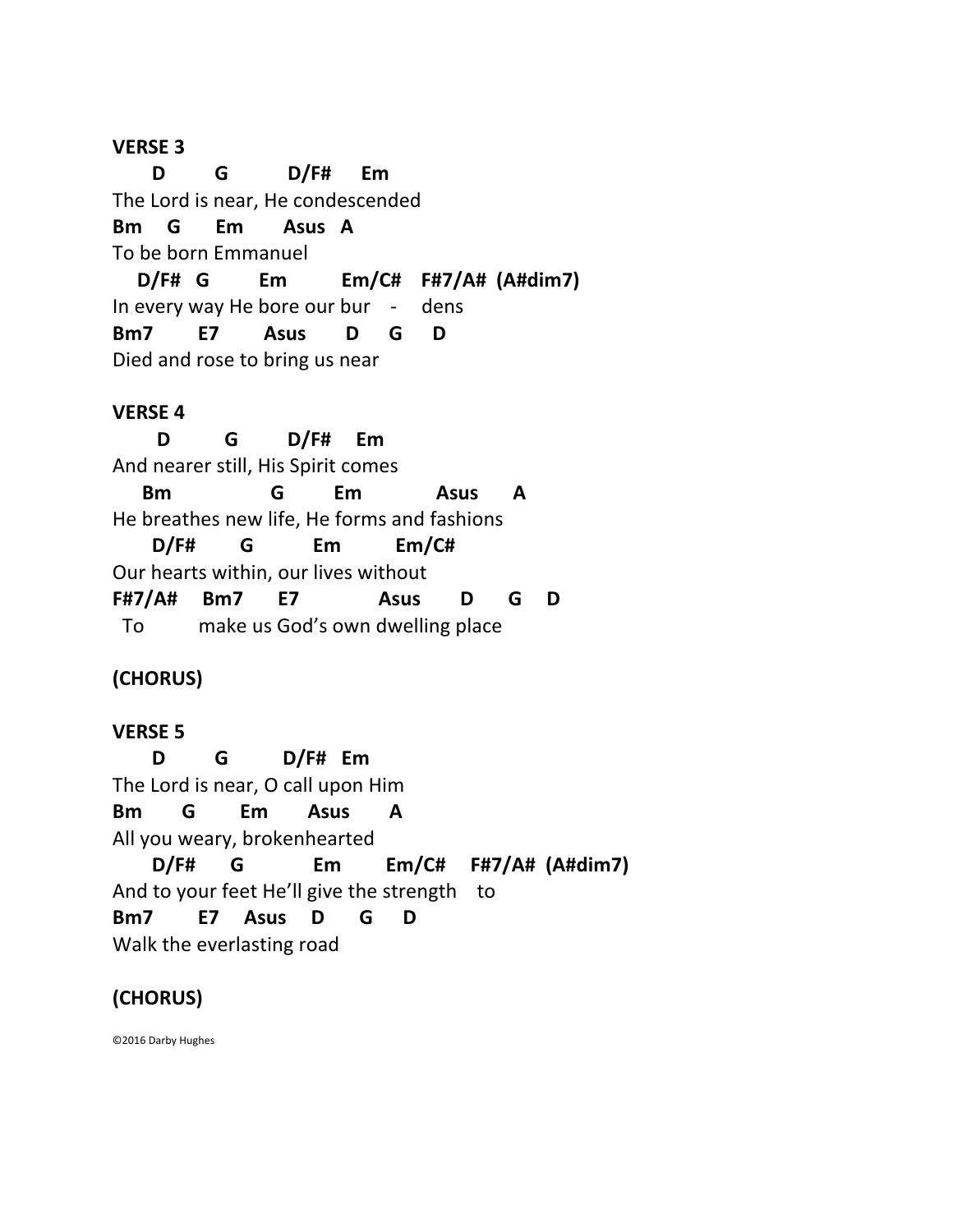**VERSE 3**

```
      D        G          D/F#     Em
The Lord is near, He condescended
Bm    G      Em       Asus   A
To be born Emmanuel
   D/F#   G        Em         Em/C#    F#7/A#  (A#dim7)
In every way He bore our bur    -     dens
Bm7       E7       Asus      D     G     D
Died and rose to bring us near
```

**VERSE 4**

```
       D         G        D/F#    Em
And nearer still, His Spirit comes
    Bm                 G        Em            Asus      A
He breathes new life, He forms and fashions
      D/F#       G          Em         Em/C#
Our hearts within, our lives without
F#7/A#    Bm7      E7             Asus       D      G     D
  To          make us God's own dwelling place
```

**(CHORUS)**

**VERSE 5**

```
      D        G         D/F#   Em
The Lord is near, O call upon Him
Bm      G       Em       Asus       A
All you weary, brokenhearted
      D/F#      G            Em       Em/C#     F#7/A#  (A#dim7)
And to your feet He'll give the strength    to
Bm7       E7    Asus    D     G     D
Walk the everlasting road
```

**(CHORUS)**

©2016 Darby Hughes